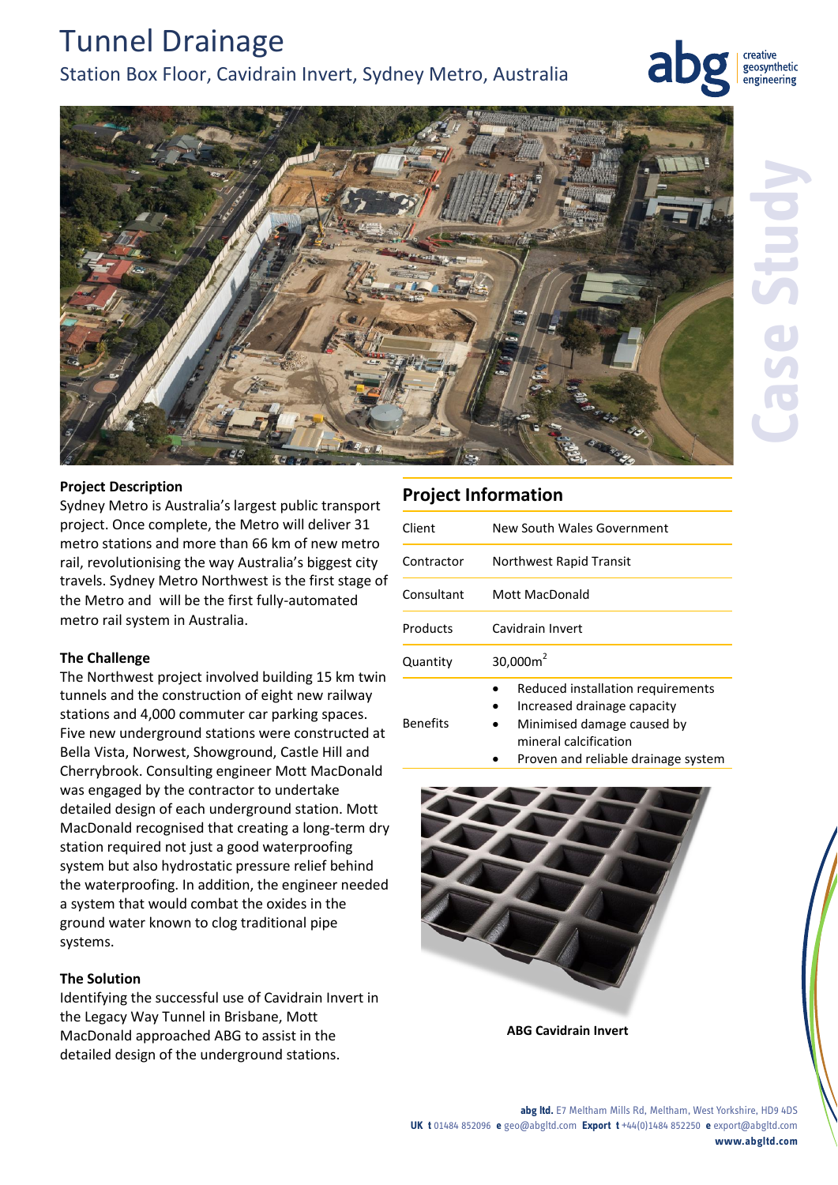# Tunnel Drainage

## Station Box Floor, Cavidrain Invert, Sydney Metro, Australia

Case Study

### Project Description

Sydney Metro is Australia's largest public transport project. Once complete, the Metro will deliver 31 metro stations and more than 66 km of new metro rail, revolutionising the way Australia's biggest city travels. Sydney Metro Northwest is the first stage of the Metro and will be the first fully-automated metro rail system in Australia.

### The Challenge

The Northwest project involved building 15 km twin tunnels and the construction of eight new railway stations and 4,000 commuter car parking spaces. Five new underground stations were constructed at Bella Vista, Norwest, Showground, Castle Hill and Cherrybrook. Consulting engineer Mott MacDonald was engaged by the contractor to undertake detailed design of each underground station. Mott MacDonald recognised that creating a long-term dry station required not just a good waterproofing system but also hydrostatic pressure relief behind the waterproofing. In addition, the engineer needed a system that would combat the oxides in the ground water known to clog traditional pipe systems.

### The Solution

Identifying the successful use of Cavidrain Invert in the Legacy Way Tunnel in Brisbane, Mott MacDonald approached ABG to assist in the detailed design of the underground stations.

## Project Information

| | |
|---|---|
| Client | New South Wales Government |
| Contractor | Northwest Rapid Transit |
| Consultant | Mott MacDonald |
| Products | Cavidrain Invert |
| Quantity | 30,000m$^2$ |
| Benefits | • Reduced installation requirements<br>• Increased drainage capacity<br>• Minimised damage caused by mineral calcification<br>• Proven and reliable drainage system |

**ABG Cavidrain Invert**

**abg ltd.** E7 Meltham Mills Rd, Meltham, West Yorkshire, HD9 4DS
**UK t** 01484 852096 **e** geo@abgltd.com **Export t** +44(0)1484 852250 **e** export@abgltd.com
**www.abgltd.com**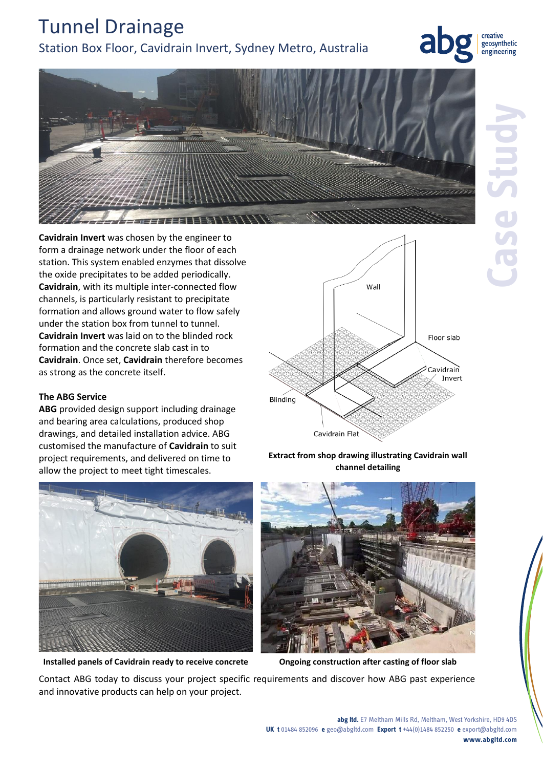# Tunnel Drainage

## Station Box Floor, Cavidrain Invert, Sydney Metro, Australia

**Cavidrain Invert** was chosen by the engineer to form a drainage network under the floor of each station. This system enabled enzymes that dissolve the oxide precipitates to be added periodically. **Cavidrain**, with its multiple inter-connected flow channels, is particularly resistant to precipitate formation and allows ground water to flow safely under the station box from tunnel to tunnel. **Cavidrain Invert** was laid on to the blinded rock formation and the concrete slab cast in to **Cavidrain**. Once set, **Cavidrain** therefore becomes as strong as the concrete itself.

### The ABG Service

**ABG** provided design support including drainage and bearing area calculations, produced shop drawings, and detailed installation advice. ABG customised the manufacture of **Cavidrain** to suit project requirements, and delivered on time to allow the project to meet tight timescales.

Wall

Floor slab

Cavidrain Invert

Blinding

Cavidrain Flat

**Extract from shop drawing illustrating Cavidrain wall channel detailing**

**Installed panels of Cavidrain ready to receive concrete**

**Ongoing construction after casting of floor slab**

Contact ABG today to discuss your project specific requirements and discover how ABG past experience and innovative products can help on your project.

**abg ltd.** E7 Meltham Mills Rd, Meltham, West Yorkshire, HD9 4DS
**UK t** 01484 852096 **e** geo@abgltd.com **Export t** +44(0)1484 852250 **e** export@abgltd.com
**www.abgltd.com**